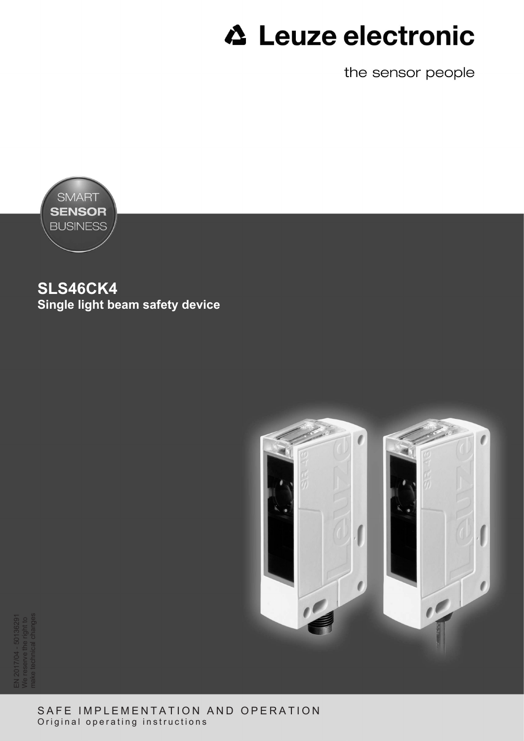Leuze electronic

the sensor people

SMART **SENSOR** BUSINESS

# SLS46CK4

## Single light beam safety device

EN 2017/04 - 50136291
We reserve the right to make technical changes

SAFE IMPLEMENTATION AND OPERATION

Original operating instructions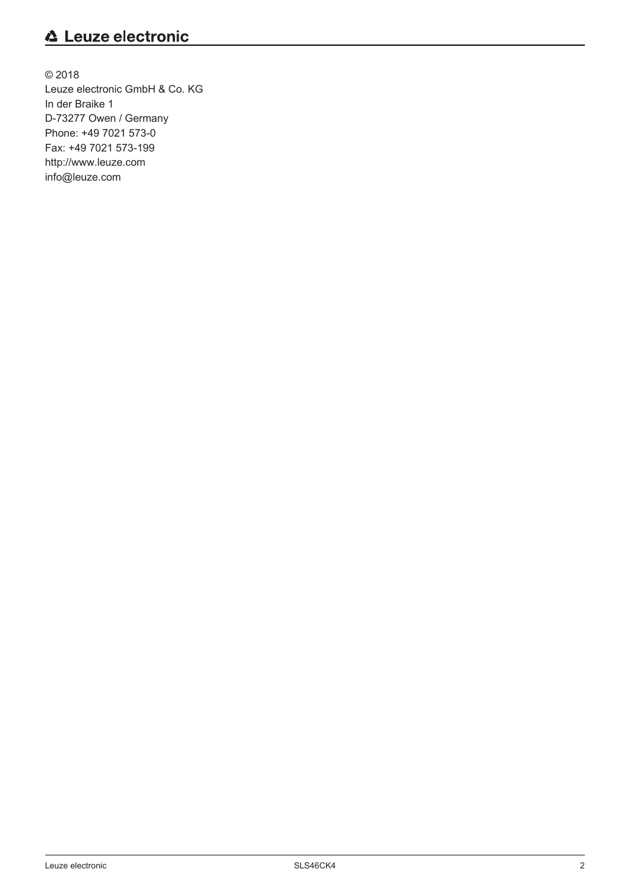© 2018
Leuze electronic GmbH & Co. KG
In der Braike 1
D-73277 Owen / Germany
Phone: +49 7021 573-0
Fax: +49 7021 573-199
http://www.leuze.com
info@leuze.com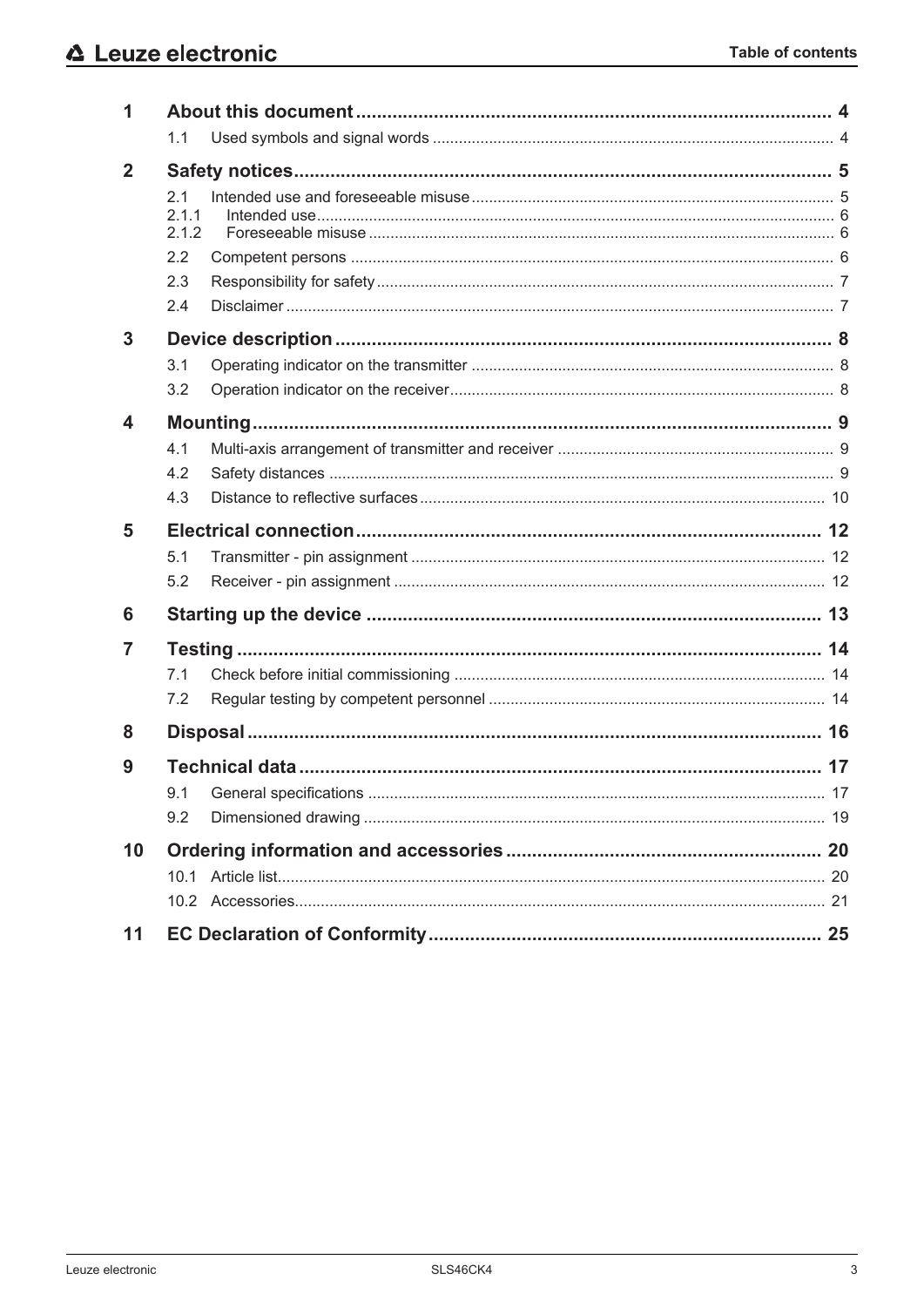# Table of contents

**1 About this document** ........ 4
- 1.1 Used symbols and signal words ........ 4

**2 Safety notices** ........ 5
- 2.1 Intended use and foreseeable misuse ........ 5
  - 2.1.1 Intended use ........ 6
  - 2.1.2 Foreseeable misuse ........ 6
- 2.2 Competent persons ........ 6
- 2.3 Responsibility for safety ........ 7
- 2.4 Disclaimer ........ 7

**3 Device description** ........ 8
- 3.1 Operating indicator on the transmitter ........ 8
- 3.2 Operation indicator on the receiver ........ 8

**4 Mounting** ........ 9
- 4.1 Multi-axis arrangement of transmitter and receiver ........ 9
- 4.2 Safety distances ........ 9
- 4.3 Distance to reflective surfaces ........ 10

**5 Electrical connection** ........ 12
- 5.1 Transmitter - pin assignment ........ 12
- 5.2 Receiver - pin assignment ........ 12

**6 Starting up the device** ........ 13

**7 Testing** ........ 14
- 7.1 Check before initial commissioning ........ 14
- 7.2 Regular testing by competent personnel ........ 14

**8 Disposal** ........ 16

**9 Technical data** ........ 17
- 9.1 General specifications ........ 17
- 9.2 Dimensioned drawing ........ 19

**10 Ordering information and accessories** ........ 20
- 10.1 Article list ........ 20
- 10.2 Accessories ........ 21

**11 EC Declaration of Conformity** ........ 25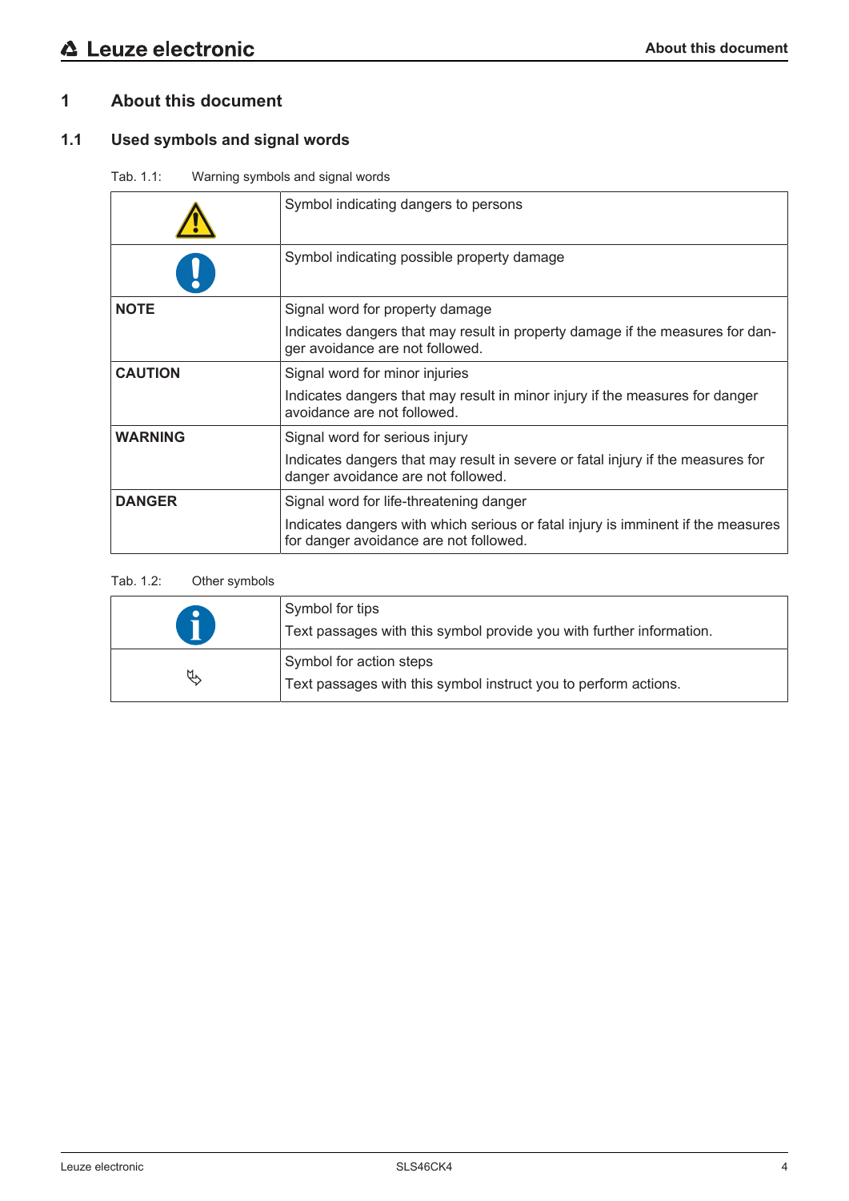# 1 About this document

## 1.1 Used symbols and signal words

Tab. 1.1: Warning symbols and signal words

| | |
|---|---|
| ⚠ | Symbol indicating dangers to persons |
| ❗ | Symbol indicating possible property damage |
| **NOTE** | Signal word for property damage<br>Indicates dangers that may result in property damage if the measures for danger avoidance are not followed. |
| **CAUTION** | Signal word for minor injuries<br>Indicates dangers that may result in minor injury if the measures for danger avoidance are not followed. |
| **WARNING** | Signal word for serious injury<br>Indicates dangers that may result in severe or fatal injury if the measures for danger avoidance are not followed. |
| **DANGER** | Signal word for life-threatening danger<br>Indicates dangers with which serious or fatal injury is imminent if the measures for danger avoidance are not followed. |

Tab. 1.2: Other symbols

| | |
|---|---|
| ℹ | Symbol for tips<br>Text passages with this symbol provide you with further information. |
| ↳ | Symbol for action steps<br>Text passages with this symbol instruct you to perform actions. |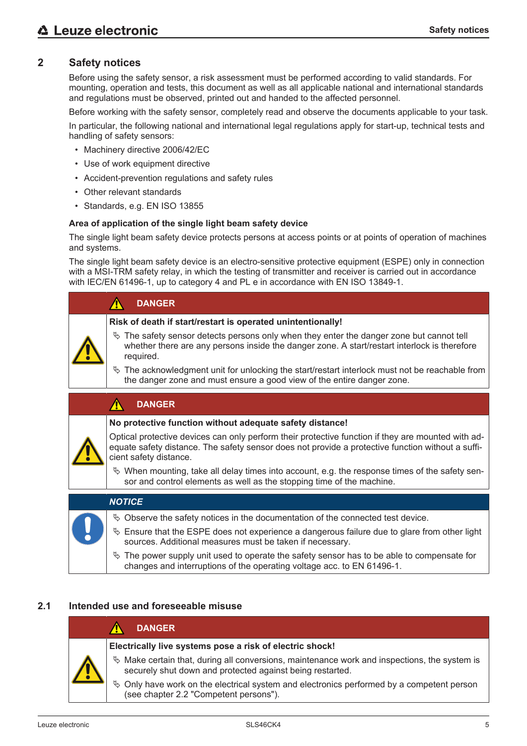## 2 Safety notices

Before using the safety sensor, a risk assessment must be performed according to valid standards. For mounting, operation and tests, this document as well as all applicable national and international standards and regulations must be observed, printed out and handed to the affected personnel.

Before working with the safety sensor, completely read and observe the documents applicable to your task.

In particular, the following national and international legal regulations apply for start-up, technical tests and handling of safety sensors:

- Machinery directive 2006/42/EC
- Use of work equipment directive
- Accident-prevention regulations and safety rules
- Other relevant standards
- Standards, e.g. EN ISO 13855

**Area of application of the single light beam safety device**

The single light beam safety device protects persons at access points or at points of operation of machines and systems.

The single light beam safety device is an electro-sensitive protective equipment (ESPE) only in connection with a MSI-TRM safety relay, in which the testing of transmitter and receiver is carried out in accordance with IEC/EN 61496-1, up to category 4 and PL e in accordance with EN ISO 13849-1.

> **DANGER**
>
> **Risk of death if start/restart is operated unintentionally!**
>
> ↳ The safety sensor detects persons only when they enter the danger zone but cannot tell whether there are any persons inside the danger zone. A start/restart interlock is therefore required.
>
> ↳ The acknowledgment unit for unlocking the start/restart interlock must not be reachable from the danger zone and must ensure a good view of the entire danger zone.

> **DANGER**
>
> **No protective function without adequate safety distance!**
>
> Optical protective devices can only perform their protective function if they are mounted with adequate safety distance. The safety sensor does not provide a protective function without a sufficient safety distance.
>
> ↳ When mounting, take all delay times into account, e.g. the response times of the safety sensor and control elements as well as the stopping time of the machine.

> ***NOTICE***
>
> ↳ Observe the safety notices in the documentation of the connected test device.
>
> ↳ Ensure that the ESPE does not experience a dangerous failure due to glare from other light sources. Additional measures must be taken if necessary.
>
> ↳ The power supply unit used to operate the safety sensor has to be able to compensate for changes and interruptions of the operating voltage acc. to EN 61496-1.

### 2.1 Intended use and foreseeable misuse

> **DANGER**
>
> **Electrically live systems pose a risk of electric shock!**
>
> ↳ Make certain that, during all conversions, maintenance work and inspections, the system is securely shut down and protected against being restarted.
>
> ↳ Only have work on the electrical system and electronics performed by a competent person (see chapter 2.2 "Competent persons").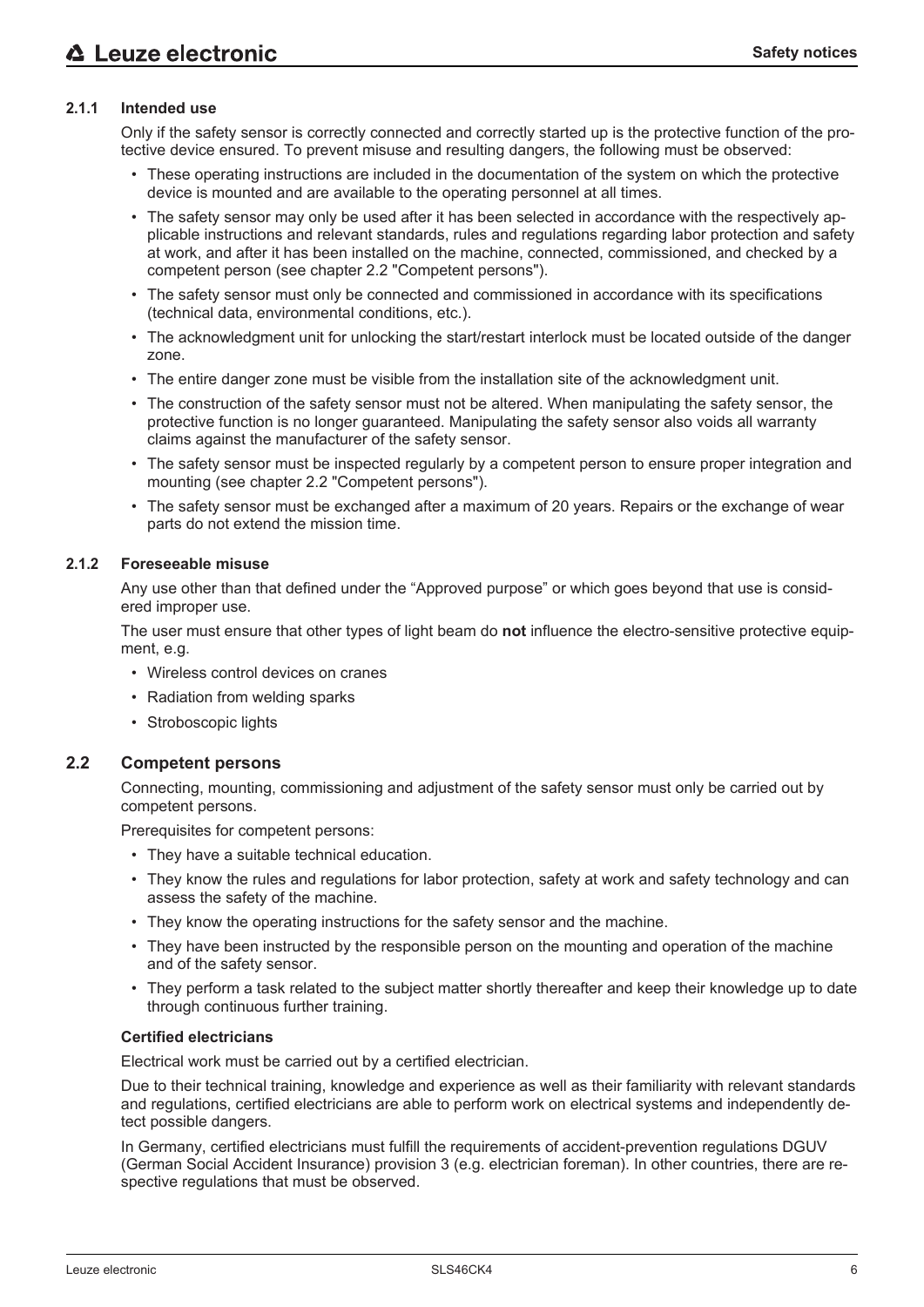### 2.1.1 Intended use

Only if the safety sensor is correctly connected and correctly started up is the protective function of the protective device ensured. To prevent misuse and resulting dangers, the following must be observed:

- These operating instructions are included in the documentation of the system on which the protective device is mounted and are available to the operating personnel at all times.
- The safety sensor may only be used after it has been selected in accordance with the respectively applicable instructions and relevant standards, rules and regulations regarding labor protection and safety at work, and after it has been installed on the machine, connected, commissioned, and checked by a competent person (see chapter 2.2 "Competent persons").
- The safety sensor must only be connected and commissioned in accordance with its specifications (technical data, environmental conditions, etc.).
- The acknowledgment unit for unlocking the start/restart interlock must be located outside of the danger zone.
- The entire danger zone must be visible from the installation site of the acknowledgment unit.
- The construction of the safety sensor must not be altered. When manipulating the safety sensor, the protective function is no longer guaranteed. Manipulating the safety sensor also voids all warranty claims against the manufacturer of the safety sensor.
- The safety sensor must be inspected regularly by a competent person to ensure proper integration and mounting (see chapter 2.2 "Competent persons").
- The safety sensor must be exchanged after a maximum of 20 years. Repairs or the exchange of wear parts do not extend the mission time.

### 2.1.2 Foreseeable misuse

Any use other than that defined under the “Approved purpose” or which goes beyond that use is considered improper use.

The user must ensure that other types of light beam do **not** influence the electro-sensitive protective equipment, e.g.

- Wireless control devices on cranes
- Radiation from welding sparks
- Stroboscopic lights

## 2.2 Competent persons

Connecting, mounting, commissioning and adjustment of the safety sensor must only be carried out by competent persons.

Prerequisites for competent persons:

- They have a suitable technical education.
- They know the rules and regulations for labor protection, safety at work and safety technology and can assess the safety of the machine.
- They know the operating instructions for the safety sensor and the machine.
- They have been instructed by the responsible person on the mounting and operation of the machine and of the safety sensor.
- They perform a task related to the subject matter shortly thereafter and keep their knowledge up to date through continuous further training.

**Certified electricians**

Electrical work must be carried out by a certified electrician.

Due to their technical training, knowledge and experience as well as their familiarity with relevant standards and regulations, certified electricians are able to perform work on electrical systems and independently detect possible dangers.

In Germany, certified electricians must fulfill the requirements of accident-prevention regulations DGUV (German Social Accident Insurance) provision 3 (e.g. electrician foreman). In other countries, there are respective regulations that must be observed.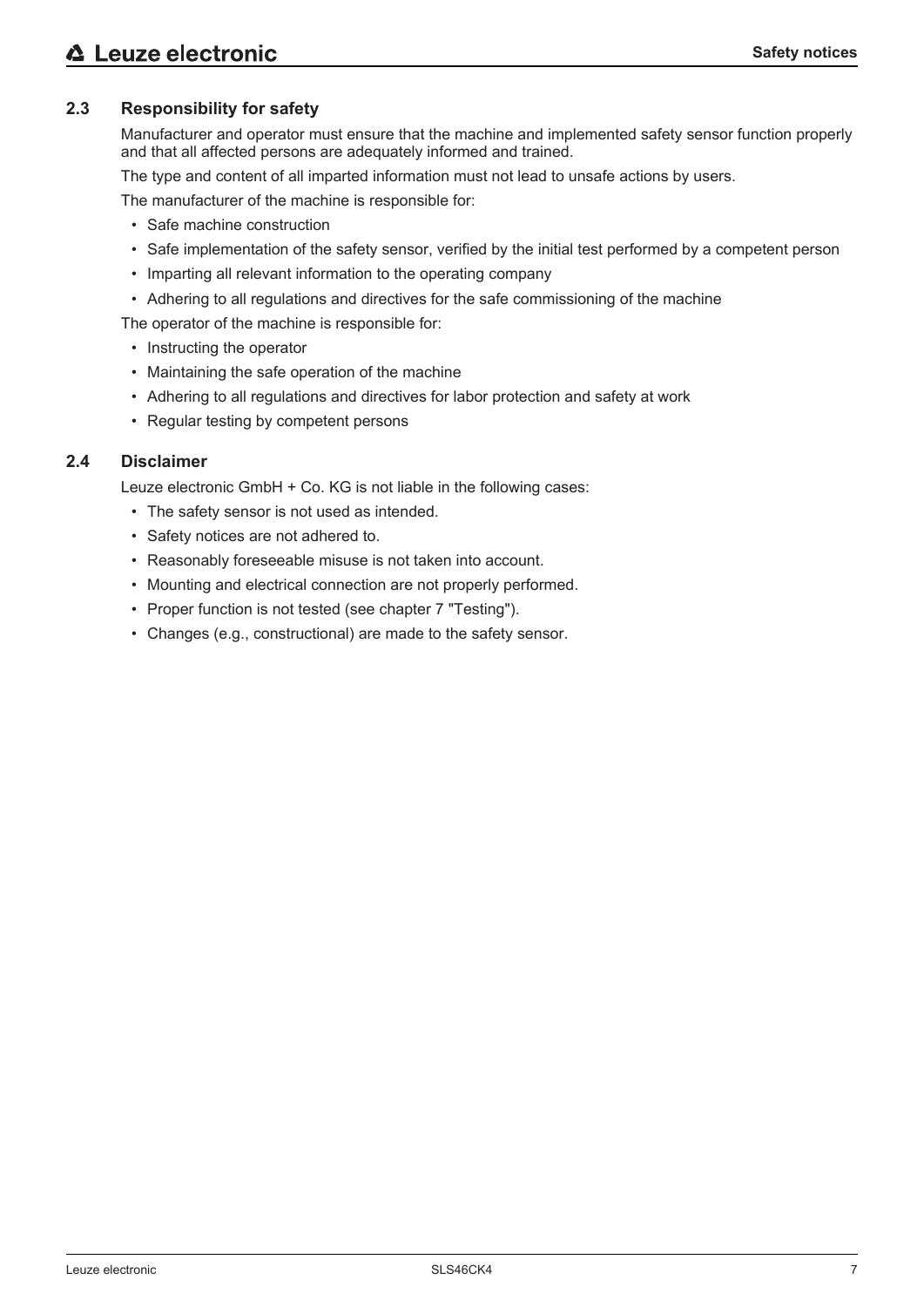## 2.3 Responsibility for safety

Manufacturer and operator must ensure that the machine and implemented safety sensor function properly and that all affected persons are adequately informed and trained.

The type and content of all imparted information must not lead to unsafe actions by users.

The manufacturer of the machine is responsible for:

- Safe machine construction
- Safe implementation of the safety sensor, verified by the initial test performed by a competent person
- Imparting all relevant information to the operating company
- Adhering to all regulations and directives for the safe commissioning of the machine

The operator of the machine is responsible for:

- Instructing the operator
- Maintaining the safe operation of the machine
- Adhering to all regulations and directives for labor protection and safety at work
- Regular testing by competent persons

## 2.4 Disclaimer

Leuze electronic GmbH + Co. KG is not liable in the following cases:

- The safety sensor is not used as intended.
- Safety notices are not adhered to.
- Reasonably foreseeable misuse is not taken into account.
- Mounting and electrical connection are not properly performed.
- Proper function is not tested (see chapter 7 "Testing").
- Changes (e.g., constructional) are made to the safety sensor.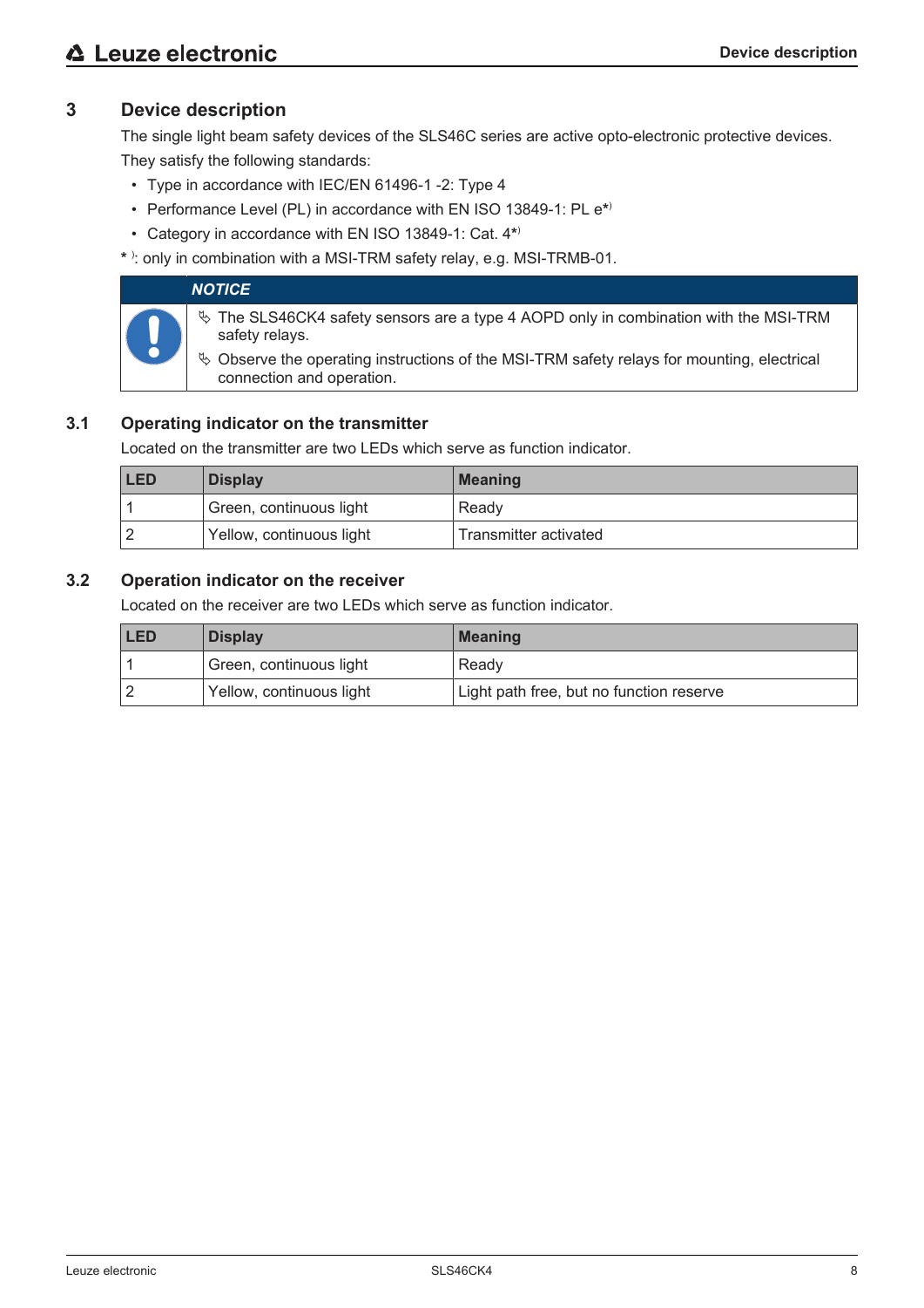# 3 Device description

The single light beam safety devices of the SLS46C series are active opto-electronic protective devices. They satisfy the following standards:

- Type in accordance with IEC/EN 61496-1 -2: Type 4
- Performance Level (PL) in accordance with EN ISO 13849-1: PL e*)
- Category in accordance with EN ISO 13849-1: Cat. 4*)

* ): only in combination with a MSI-TRM safety relay, e.g. MSI-TRMB-01.

> **NOTICE**
>
> ✎ The SLS46CK4 safety sensors are a type 4 AOPD only in combination with the MSI-TRM safety relays.
>
> ✎ Observe the operating instructions of the MSI-TRM safety relays for mounting, electrical connection and operation.

## 3.1 Operating indicator on the transmitter

Located on the transmitter are two LEDs which serve as function indicator.

| LED | Display | Meaning |
|---|---|---|
| 1 | Green, continuous light | Ready |
| 2 | Yellow, continuous light | Transmitter activated |

## 3.2 Operation indicator on the receiver

Located on the receiver are two LEDs which serve as function indicator.

| LED | Display | Meaning |
|---|---|---|
| 1 | Green, continuous light | Ready |
| 2 | Yellow, continuous light | Light path free, but no function reserve |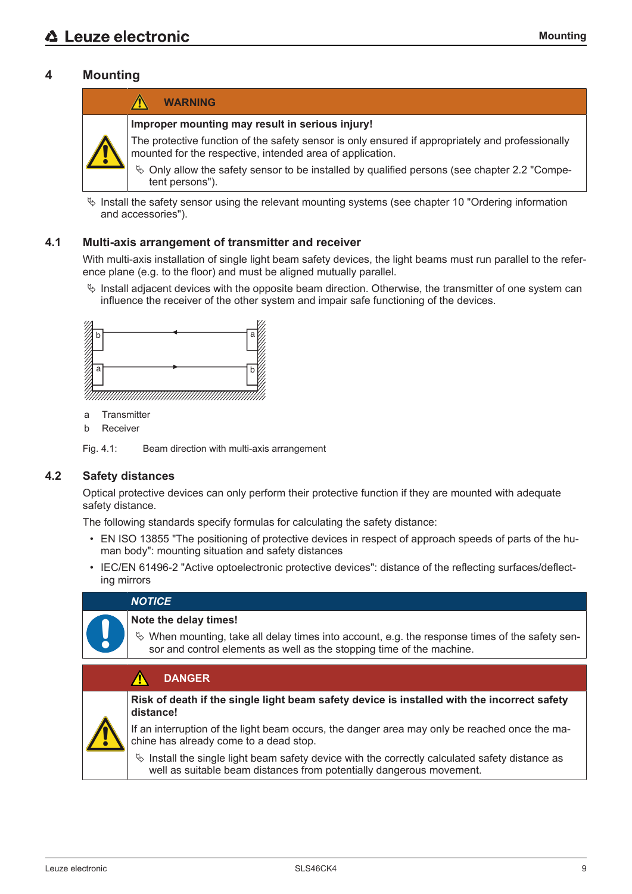# 4 Mounting

> **⚠ WARNING**
>
> **Improper mounting may result in serious injury!**
>
> The protective function of the safety sensor is only ensured if appropriately and professionally mounted for the respective, intended area of application.
>
> ↳ Only allow the safety sensor to be installed by qualified persons (see chapter 2.2 "Competent persons").

↳ Install the safety sensor using the relevant mounting systems (see chapter 10 "Ordering information and accessories").

## 4.1 Multi-axis arrangement of transmitter and receiver

With multi-axis installation of single light beam safety devices, the light beams must run parallel to the reference plane (e.g. to the floor) and must be aligned mutually parallel.

↳ Install adjacent devices with the opposite beam direction. Otherwise, the transmitter of one system can influence the receiver of the other system and impair safe functioning of the devices.

a Transmitter

b Receiver

Fig. 4.1: Beam direction with multi-axis arrangement

## 4.2 Safety distances

Optical protective devices can only perform their protective function if they are mounted with adequate safety distance.

The following standards specify formulas for calculating the safety distance:

- EN ISO 13855 "The positioning of protective devices in respect of approach speeds of parts of the human body": mounting situation and safety distances
- IEC/EN 61496-2 "Active optoelectronic protective devices": distance of the reflecting surfaces/deflecting mirrors

> ***NOTICE***
>
> **Note the delay times!**
>
> ↳ When mounting, take all delay times into account, e.g. the response times of the safety sensor and control elements as well as the stopping time of the machine.

> **⚠ DANGER**
>
> **Risk of death if the single light beam safety device is installed with the incorrect safety distance!**
>
> If an interruption of the light beam occurs, the danger area may only be reached once the machine has already come to a dead stop.
>
> ↳ Install the single light beam safety device with the correctly calculated safety distance as well as suitable beam distances from potentially dangerous movement.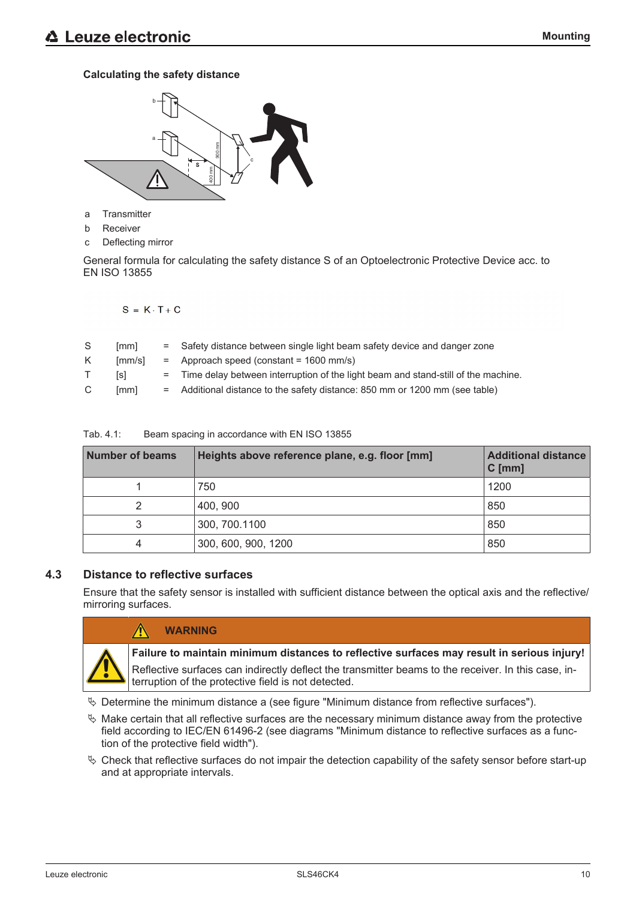### Calculating the safety distance

a Transmitter

b Receiver

c Deflecting mirror

General formula for calculating the safety distance S of an Optoelectronic Protective Device acc. to EN ISO 13855

$$S = K \cdot T + C$$

| | | | |
|---|---|---|---|
| S | [mm] | = | Safety distance between single light beam safety device and danger zone |
| K | [mm/s] | = | Approach speed (constant = 1600 mm/s) |
| T | [s] | = | Time delay between interruption of the light beam and stand-still of the machine. |
| C | [mm] | = | Additional distance to the safety distance: 850 mm or 1200 mm (see table) |

Tab. 4.1: Beam spacing in accordance with EN ISO 13855

| Number of beams | Heights above reference plane, e.g. floor [mm] | Additional distance C [mm] |
|---|---|---|
| 1 | 750 | 1200 |
| 2 | 400, 900 | 850 |
| 3 | 300, 700.1100 | 850 |
| 4 | 300, 600, 900, 1200 | 850 |

## 4.3 Distance to reflective surfaces

Ensure that the safety sensor is installed with sufficient distance between the optical axis and the reflective/mirroring surfaces.

> **WARNING**
>
> **Failure to maintain minimum distances to reflective surfaces may result in serious injury!**
>
> Reflective surfaces can indirectly deflect the transmitter beams to the receiver. In this case, interruption of the protective field is not detected.

- Determine the minimum distance a (see figure "Minimum distance from reflective surfaces").
- Make certain that all reflective surfaces are the necessary minimum distance away from the protective field according to IEC/EN 61496-2 (see diagrams "Minimum distance to reflective surfaces as a function of the protective field width").
- Check that reflective surfaces do not impair the detection capability of the safety sensor before start-up and at appropriate intervals.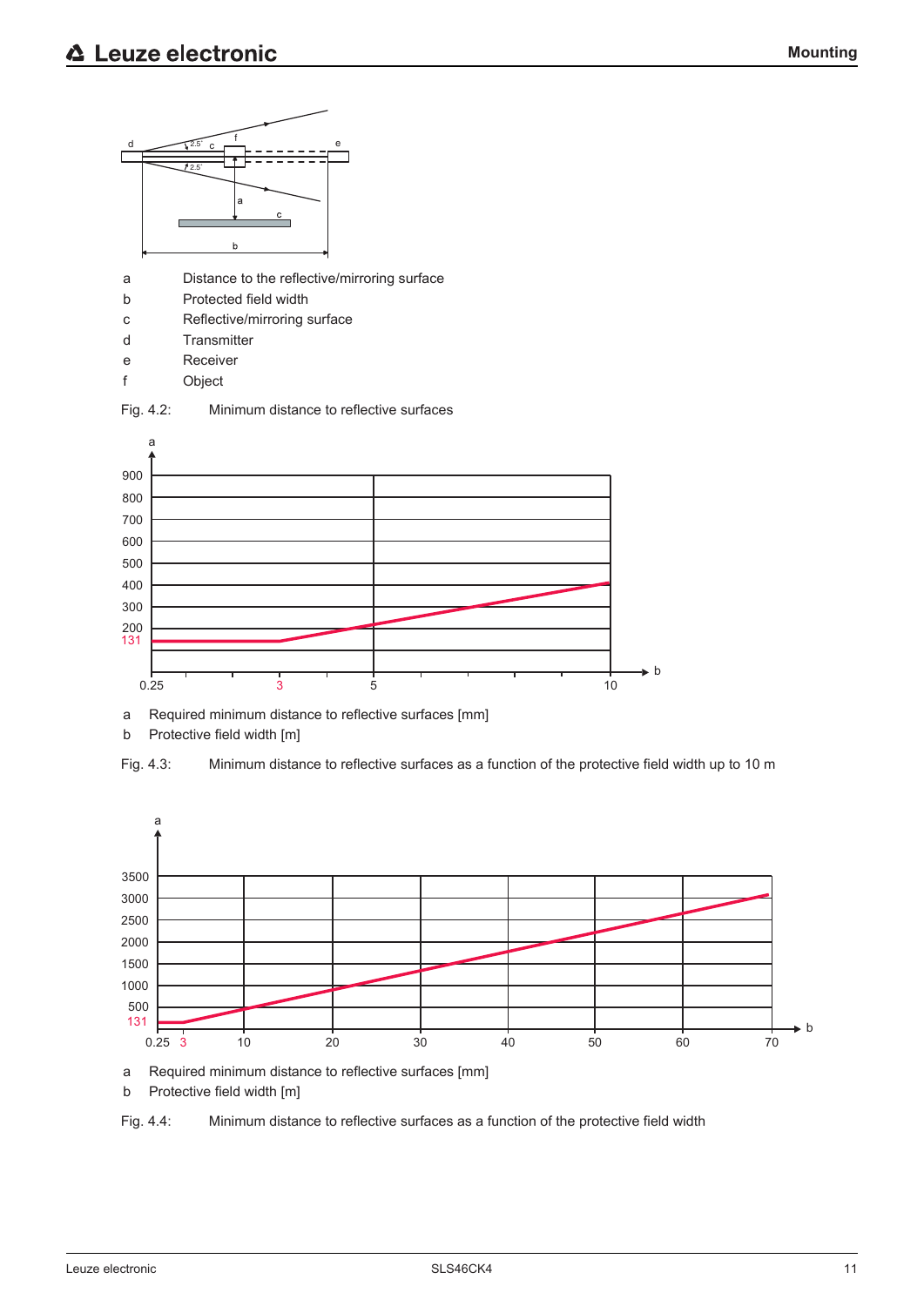a	Distance to the reflective/mirroring surface
b	Protected field width
c	Reflective/mirroring surface
d	Transmitter
e	Receiver
f	Object

Fig. 4.2:	Minimum distance to reflective surfaces

a	Required minimum distance to reflective surfaces [mm]
b	Protective field width [m]

Fig. 4.3:	Minimum distance to reflective surfaces as a function of the protective field width up to 10 m

a	Required minimum distance to reflective surfaces [mm]
b	Protective field width [m]

Fig. 4.4:	Minimum distance to reflective surfaces as a function of the protective field width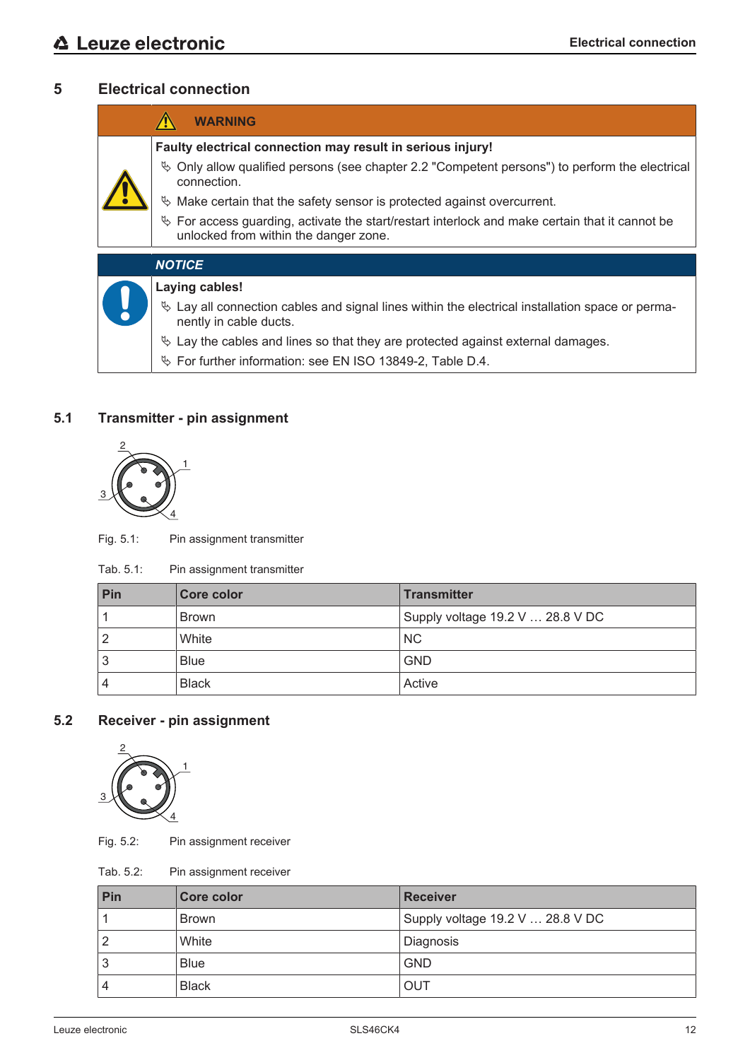# 5 Electrical connection

**WARNING**

**Faulty electrical connection may result in serious injury!**

- Only allow qualified persons (see chapter 2.2 "Competent persons") to perform the electrical connection.
- Make certain that the safety sensor is protected against overcurrent.
- For access guarding, activate the start/restart interlock and make certain that it cannot be unlocked from within the danger zone.

*NOTICE*

**Laying cables!**

- Lay all connection cables and signal lines within the electrical installation space or permanently in cable ducts.
- Lay the cables and lines so that they are protected against external damages.
- For further information: see EN ISO 13849-2, Table D.4.

## 5.1 Transmitter - pin assignment

Fig. 5.1: Pin assignment transmitter

Tab. 5.1: Pin assignment transmitter

| Pin | Core color | Transmitter |
|---|---|---|
| 1 | Brown | Supply voltage 19.2 V … 28.8 V DC |
| 2 | White | NC |
| 3 | Blue | GND |
| 4 | Black | Active |

## 5.2 Receiver - pin assignment

Fig. 5.2: Pin assignment receiver

Tab. 5.2: Pin assignment receiver

| Pin | Core color | Receiver |
|---|---|---|
| 1 | Brown | Supply voltage 19.2 V … 28.8 V DC |
| 2 | White | Diagnosis |
| 3 | Blue | GND |
| 4 | Black | OUT |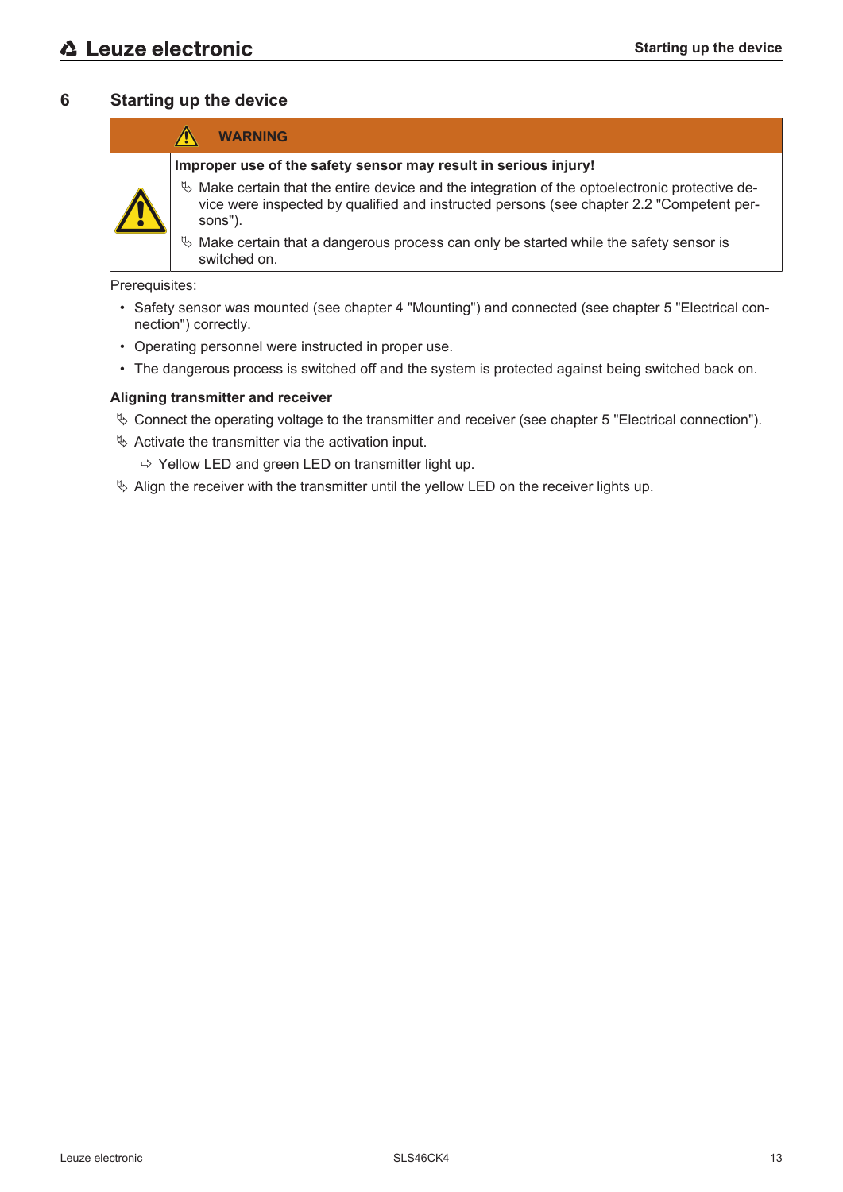# 6 Starting up the device

> ⚠ **WARNING**
>
> **Improper use of the safety sensor may result in serious injury!**
>
> ↳ Make certain that the entire device and the integration of the optoelectronic protective device were inspected by qualified and instructed persons (see chapter 2.2 "Competent persons").
>
> ↳ Make certain that a dangerous process can only be started while the safety sensor is switched on.

Prerequisites:

- Safety sensor was mounted (see chapter 4 "Mounting") and connected (see chapter 5 "Electrical connection") correctly.
- Operating personnel were instructed in proper use.
- The dangerous process is switched off and the system is protected against being switched back on.

**Aligning transmitter and receiver**

↳ Connect the operating voltage to the transmitter and receiver (see chapter 5 "Electrical connection").

↳ Activate the transmitter via the activation input.

  ⇨ Yellow LED and green LED on transmitter light up.

↳ Align the receiver with the transmitter until the yellow LED on the receiver lights up.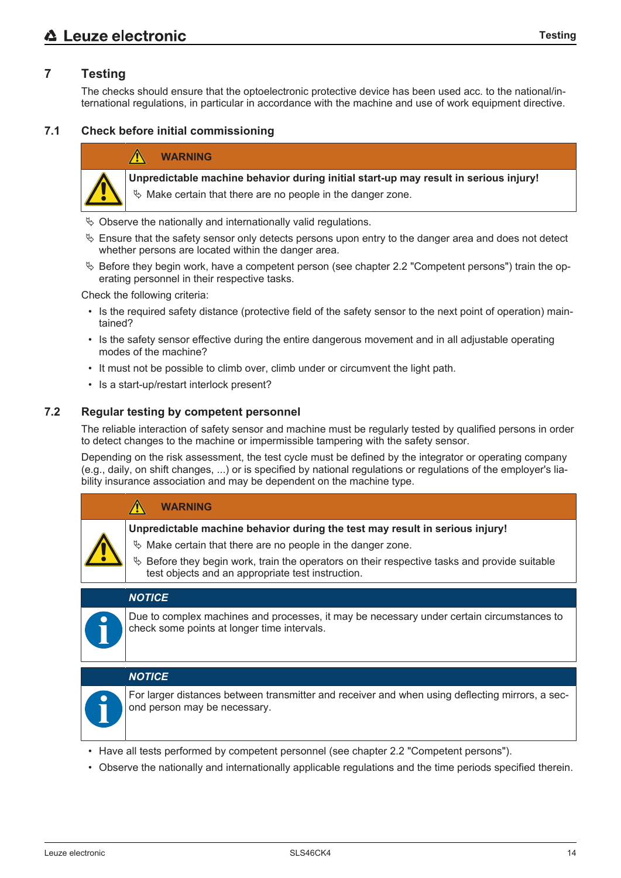# 7 Testing

The checks should ensure that the optoelectronic protective device has been used acc. to the national/international regulations, in particular in accordance with the machine and use of work equipment directive.

## 7.1 Check before initial commissioning

**WARNING**

**Unpredictable machine behavior during initial start-up may result in serious injury!**

- Make certain that there are no people in the danger zone.

- Observe the nationally and internationally valid regulations.
- Ensure that the safety sensor only detects persons upon entry to the danger area and does not detect whether persons are located within the danger area.
- Before they begin work, have a competent person (see chapter 2.2 "Competent persons") train the operating personnel in their respective tasks.

Check the following criteria:

- Is the required safety distance (protective field of the safety sensor to the next point of operation) maintained?
- Is the safety sensor effective during the entire dangerous movement and in all adjustable operating modes of the machine?
- It must not be possible to climb over, climb under or circumvent the light path.
- Is a start-up/restart interlock present?

## 7.2 Regular testing by competent personnel

The reliable interaction of safety sensor and machine must be regularly tested by qualified persons in order to detect changes to the machine or impermissible tampering with the safety sensor.

Depending on the risk assessment, the test cycle must be defined by the integrator or operating company (e.g., daily, on shift changes, ...) or is specified by national regulations or regulations of the employer's liability insurance association and may be dependent on the machine type.

**WARNING**

**Unpredictable machine behavior during the test may result in serious injury!**

- Make certain that there are no people in the danger zone.
- Before they begin work, train the operators on their respective tasks and provide suitable test objects and an appropriate test instruction.

***NOTICE***

Due to complex machines and processes, it may be necessary under certain circumstances to check some points at longer time intervals.

***NOTICE***

For larger distances between transmitter and receiver and when using deflecting mirrors, a second person may be necessary.

- Have all tests performed by competent personnel (see chapter 2.2 "Competent persons").
- Observe the nationally and internationally applicable regulations and the time periods specified therein.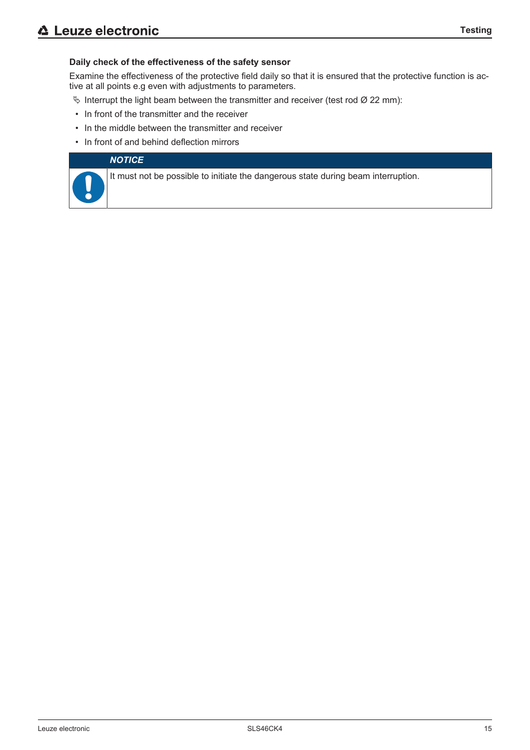#### Daily check of the effectiveness of the safety sensor

Examine the effectiveness of the protective field daily so that it is ensured that the protective function is active at all points e.g even with adjustments to parameters.

✎ Interrupt the light beam between the transmitter and receiver (test rod Ø 22 mm):

- In front of the transmitter and the receiver
- In the middle between the transmitter and receiver
- In front of and behind deflection mirrors

> ***NOTICE***
>
> It must not be possible to initiate the dangerous state during beam interruption.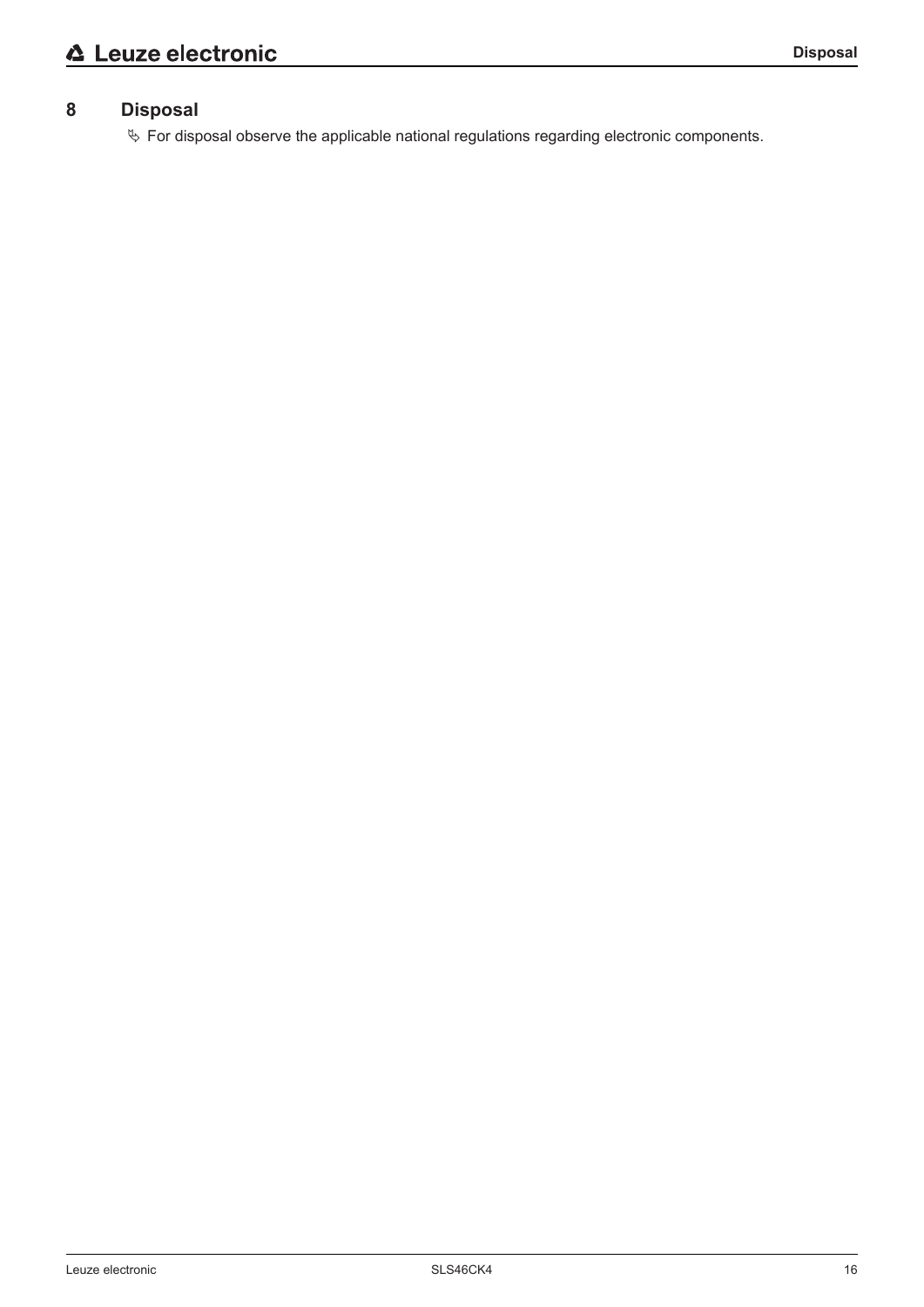# 8 Disposal

↳ For disposal observe the applicable national regulations regarding electronic components.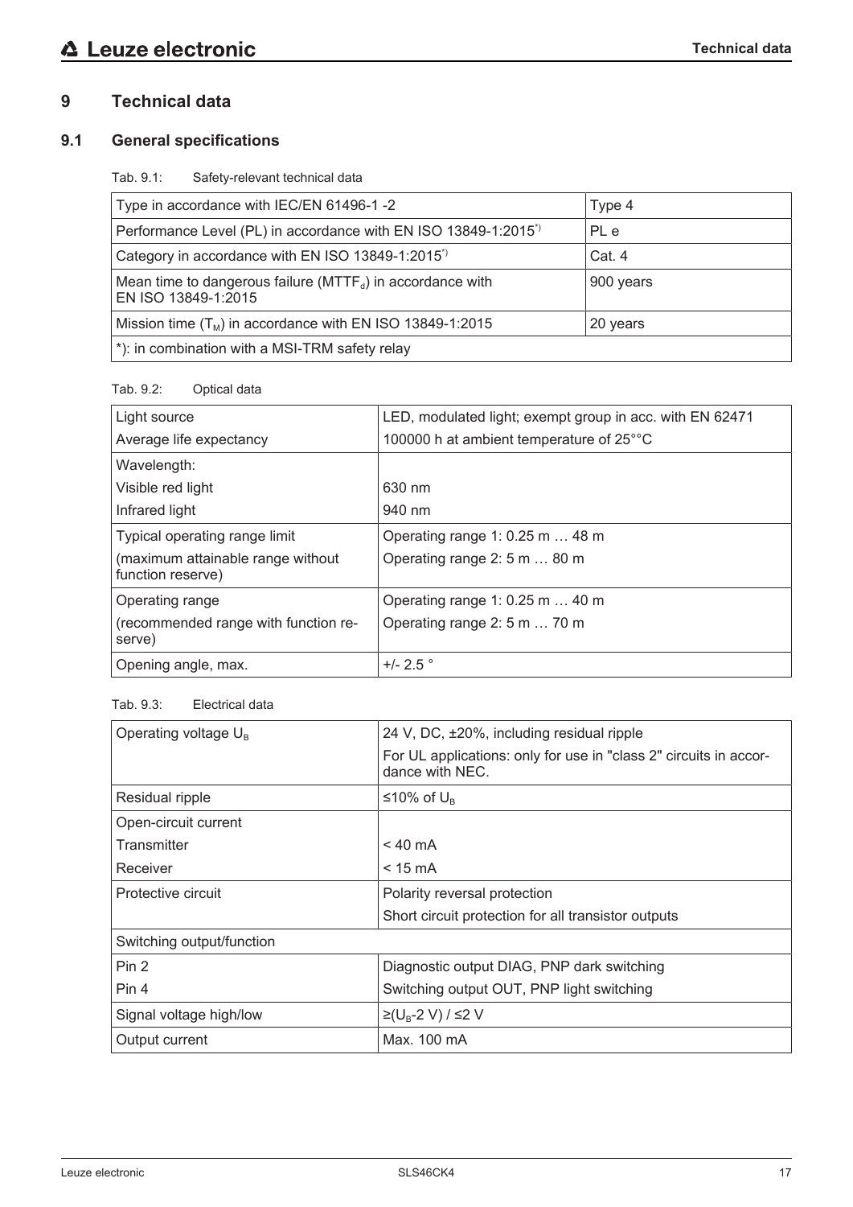# 9 Technical data

## 9.1 General specifications

Tab. 9.1: Safety-relevant technical data

| Type in accordance with IEC/EN 61496-1 -2 | Type 4 |
|---|---|
| Performance Level (PL) in accordance with EN ISO 13849-1:2015*) | PL e |
| Category in accordance with EN ISO 13849-1:2015*) | Cat. 4 |
| Mean time to dangerous failure ($MTTF_d$) in accordance with EN ISO 13849-1:2015 | 900 years |
| Mission time ($T_M$) in accordance with EN ISO 13849-1:2015 | 20 years |
| *): in combination with a MSI-TRM safety relay | |

Tab. 9.2: Optical data

| Light source<br>Average life expectancy | LED, modulated light; exempt group in acc. with EN 62471<br>100000 h at ambient temperature of 25°°C |
|---|---|
| Wavelength:<br>Visible red light<br>Infrared light | <br>630 nm<br>940 nm |
| Typical operating range limit<br>(maximum attainable range without function reserve) | Operating range 1: 0.25 m … 48 m<br>Operating range 2: 5 m … 80 m |
| Operating range<br>(recommended range with function reserve) | Operating range 1: 0.25 m … 40 m<br>Operating range 2: 5 m … 70 m |
| Opening angle, max. | +/- 2.5 ° |

Tab. 9.3: Electrical data

| Operating voltage $U_B$ | 24 V, DC, ±20%, including residual ripple<br>For UL applications: only for use in "class 2" circuits in accordance with NEC. |
|---|---|
| Residual ripple | ≤10% of $U_B$ |
| Open-circuit current<br>Transmitter<br>Receiver | <br>< 40 mA<br>< 15 mA |
| Protective circuit | Polarity reversal protection<br>Short circuit protection for all transistor outputs |
| Switching output/function | |
| Pin 2<br>Pin 4 | Diagnostic output DIAG, PNP dark switching<br>Switching output OUT, PNP light switching |
| Signal voltage high/low | ≥($U_B$-2 V) / ≤2 V |
| Output current | Max. 100 mA |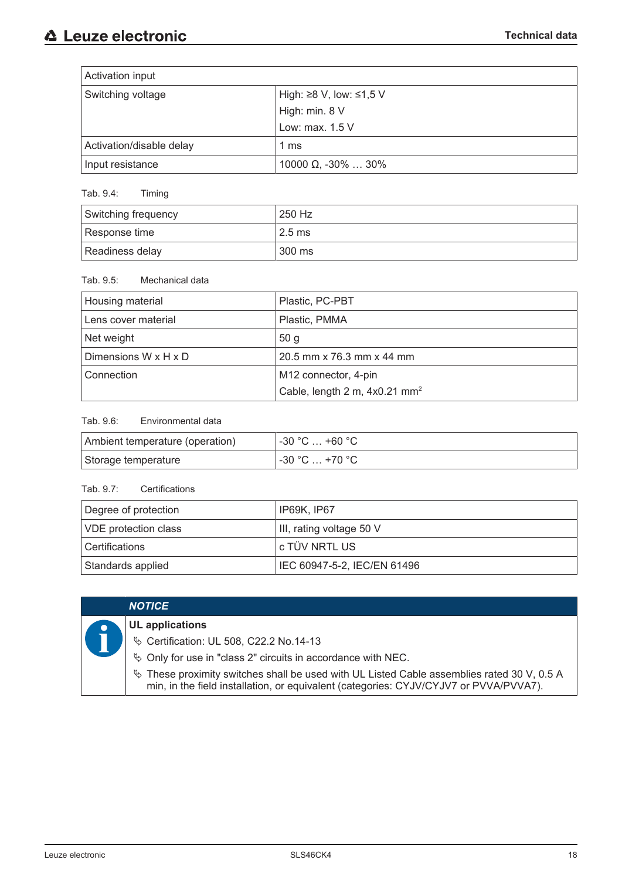| Activation input | |
|---|---|
| Switching voltage | High: ≥8 V, low: ≤1,5 V<br>High: min. 8 V<br>Low: max. 1.5 V |
| Activation/disable delay | 1 ms |
| Input resistance | 10000 Ω, -30% … 30% |

Tab. 9.4: Timing

| Switching frequency | 250 Hz |
|---|---|
| Response time | 2.5 ms |
| Readiness delay | 300 ms |

Tab. 9.5: Mechanical data

| Housing material | Plastic, PC-PBT |
|---|---|
| Lens cover material | Plastic, PMMA |
| Net weight | 50 g |
| Dimensions W x H x D | 20.5 mm x 76.3 mm x 44 mm |
| Connection | M12 connector, 4-pin<br>Cable, length 2 m, 4x0.21 $mm^2$ |

Tab. 9.6: Environmental data

| Ambient temperature (operation) | -30 °C … +60 °C |
|---|---|
| Storage temperature | -30 °C … +70 °C |

Tab. 9.7: Certifications

| Degree of protection | IP69K, IP67 |
|---|---|
| VDE protection class | III, rating voltage 50 V |
| Certifications | c TÜV NRTL US |
| Standards applied | IEC 60947-5-2, IEC/EN 61496 |

> ***NOTICE***
>
> **UL applications**
>
> - Certification: UL 508, C22.2 No.14-13
> - Only for use in "class 2" circuits in accordance with NEC.
> - These proximity switches shall be used with UL Listed Cable assemblies rated 30 V, 0.5 A min, in the field installation, or equivalent (categories: CYJV/CYJV7 or PVVA/PVVA7).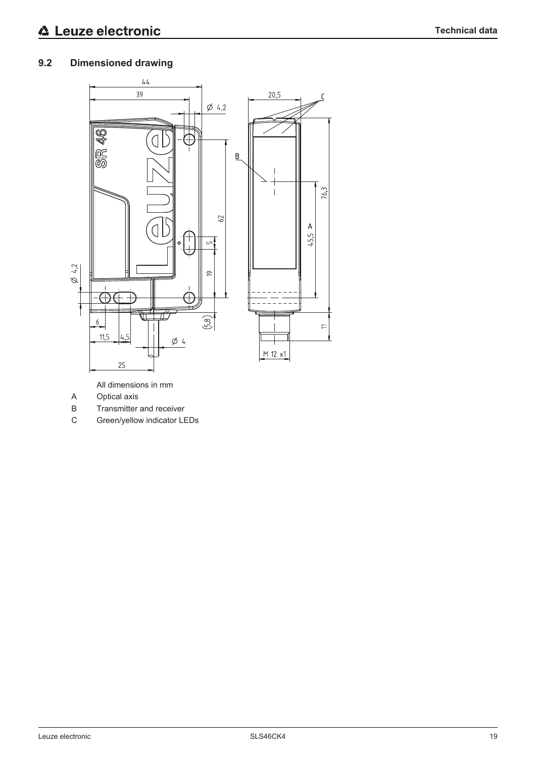## 9.2 Dimensioned drawing

All dimensions in mm

A Optical axis

B Transmitter and receiver

C Green/yellow indicator LEDs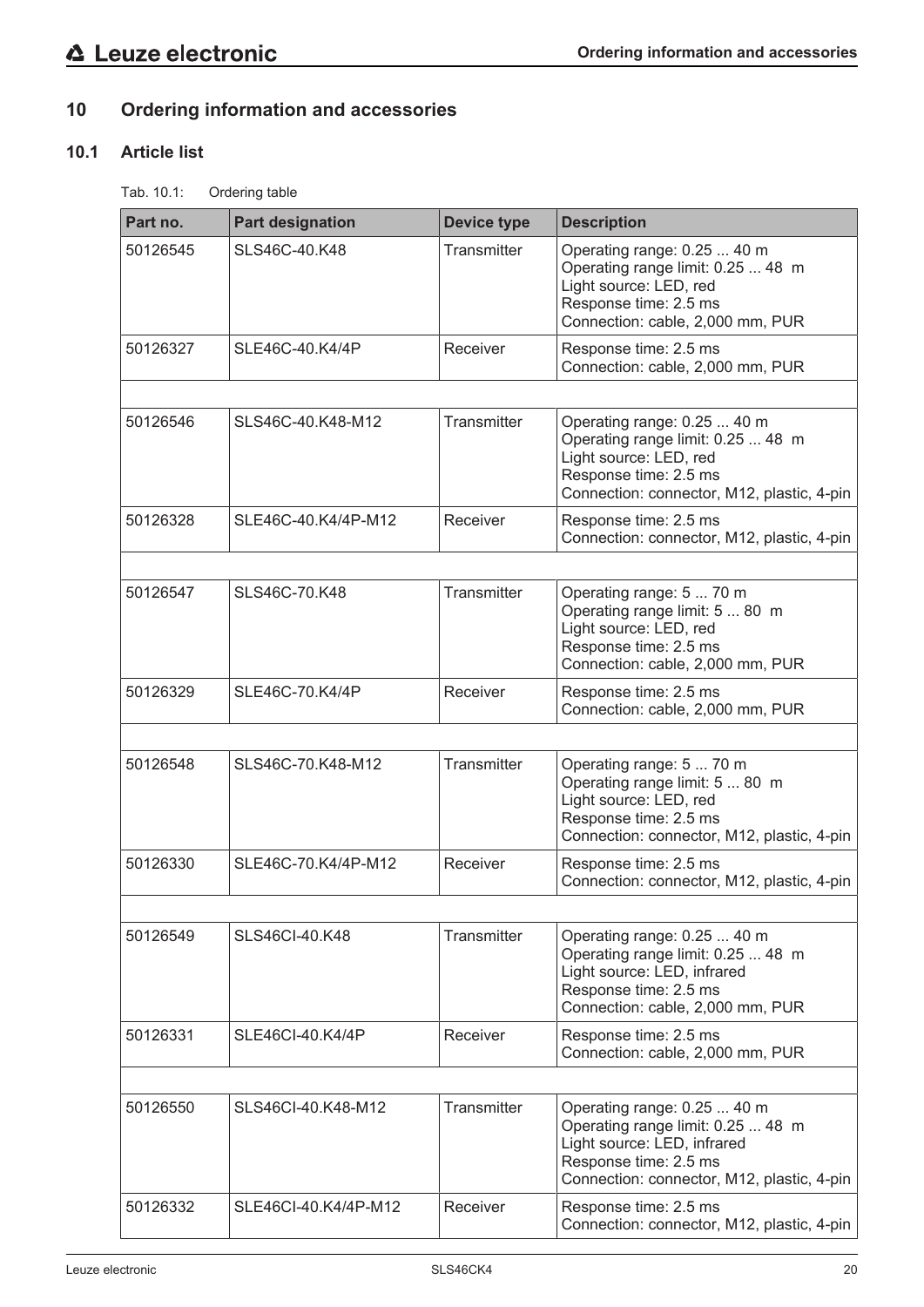## 10 Ordering information and accessories

### 10.1 Article list

Tab. 10.1: Ordering table

| Part no. | Part designation | Device type | Description |
|---|---|---|---|
| 50126545 | SLS46C-40.K48 | Transmitter | Operating range: 0.25 ... 40 m<br>Operating range limit: 0.25 ... 48 m<br>Light source: LED, red<br>Response time: 2.5 ms<br>Connection: cable, 2,000 mm, PUR |
| 50126327 | SLE46C-40.K4/4P | Receiver | Response time: 2.5 ms<br>Connection: cable, 2,000 mm, PUR |
| | | | |
| 50126546 | SLS46C-40.K48-M12 | Transmitter | Operating range: 0.25 ... 40 m<br>Operating range limit: 0.25 ... 48 m<br>Light source: LED, red<br>Response time: 2.5 ms<br>Connection: connector, M12, plastic, 4-pin |
| 50126328 | SLE46C-40.K4/4P-M12 | Receiver | Response time: 2.5 ms<br>Connection: connector, M12, plastic, 4-pin |
| | | | |
| 50126547 | SLS46C-70.K48 | Transmitter | Operating range: 5 ... 70 m<br>Operating range limit: 5 ... 80 m<br>Light source: LED, red<br>Response time: 2.5 ms<br>Connection: cable, 2,000 mm, PUR |
| 50126329 | SLE46C-70.K4/4P | Receiver | Response time: 2.5 ms<br>Connection: cable, 2,000 mm, PUR |
| | | | |
| 50126548 | SLS46C-70.K48-M12 | Transmitter | Operating range: 5 ... 70 m<br>Operating range limit: 5 ... 80 m<br>Light source: LED, red<br>Response time: 2.5 ms<br>Connection: connector, M12, plastic, 4-pin |
| 50126330 | SLE46C-70.K4/4P-M12 | Receiver | Response time: 2.5 ms<br>Connection: connector, M12, plastic, 4-pin |
| | | | |
| 50126549 | SLS46CI-40.K48 | Transmitter | Operating range: 0.25 ... 40 m<br>Operating range limit: 0.25 ... 48 m<br>Light source: LED, infrared<br>Response time: 2.5 ms<br>Connection: cable, 2,000 mm, PUR |
| 50126331 | SLE46CI-40.K4/4P | Receiver | Response time: 2.5 ms<br>Connection: cable, 2,000 mm, PUR |
| | | | |
| 50126550 | SLS46CI-40.K48-M12 | Transmitter | Operating range: 0.25 ... 40 m<br>Operating range limit: 0.25 ... 48 m<br>Light source: LED, infrared<br>Response time: 2.5 ms<br>Connection: connector, M12, plastic, 4-pin |
| 50126332 | SLE46CI-40.K4/4P-M12 | Receiver | Response time: 2.5 ms<br>Connection: connector, M12, plastic, 4-pin |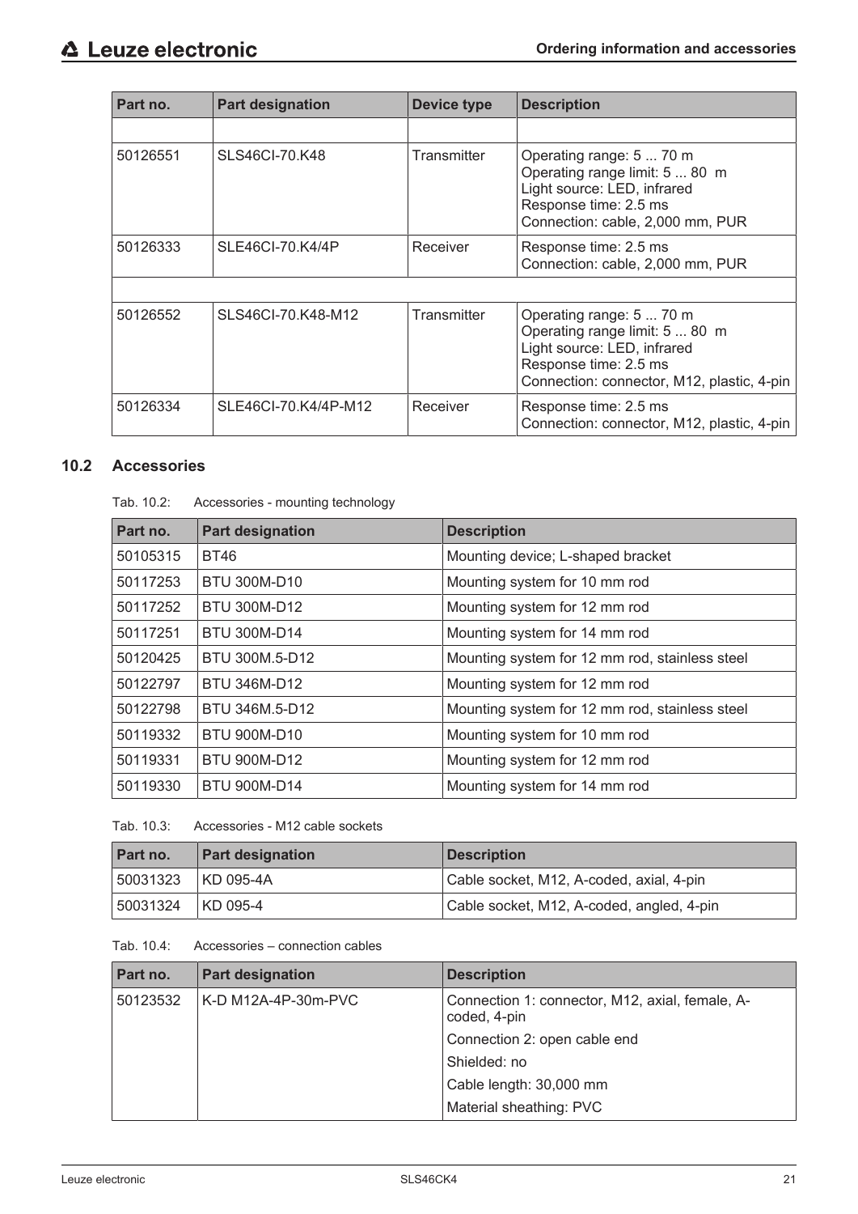| Part no. | Part designation | Device type | Description |
|---|---|---|---|
| | | | |
| 50126551 | SLS46CI-70.K48 | Transmitter | Operating range: 5 ... 70 m<br>Operating range limit: 5 ... 80 m<br>Light source: LED, infrared<br>Response time: 2.5 ms<br>Connection: cable, 2,000 mm, PUR |
| 50126333 | SLE46CI-70.K4/4P | Receiver | Response time: 2.5 ms<br>Connection: cable, 2,000 mm, PUR |
| | | | |
| 50126552 | SLS46CI-70.K48-M12 | Transmitter | Operating range: 5 ... 70 m<br>Operating range limit: 5 ... 80 m<br>Light source: LED, infrared<br>Response time: 2.5 ms<br>Connection: connector, M12, plastic, 4-pin |
| 50126334 | SLE46CI-70.K4/4P-M12 | Receiver | Response time: 2.5 ms<br>Connection: connector, M12, plastic, 4-pin |

## 10.2 Accessories

Tab. 10.2: Accessories - mounting technology

| Part no. | Part designation | Description |
|---|---|---|
| 50105315 | BT46 | Mounting device; L-shaped bracket |
| 50117253 | BTU 300M-D10 | Mounting system for 10 mm rod |
| 50117252 | BTU 300M-D12 | Mounting system for 12 mm rod |
| 50117251 | BTU 300M-D14 | Mounting system for 14 mm rod |
| 50120425 | BTU 300M.5-D12 | Mounting system for 12 mm rod, stainless steel |
| 50122797 | BTU 346M-D12 | Mounting system for 12 mm rod |
| 50122798 | BTU 346M.5-D12 | Mounting system for 12 mm rod, stainless steel |
| 50119332 | BTU 900M-D10 | Mounting system for 10 mm rod |
| 50119331 | BTU 900M-D12 | Mounting system for 12 mm rod |
| 50119330 | BTU 900M-D14 | Mounting system for 14 mm rod |

Tab. 10.3: Accessories - M12 cable sockets

| Part no. | Part designation | Description |
|---|---|---|
| 50031323 | KD 095-4A | Cable socket, M12, A-coded, axial, 4-pin |
| 50031324 | KD 095-4 | Cable socket, M12, A-coded, angled, 4-pin |

Tab. 10.4: Accessories – connection cables

| Part no. | Part designation | Description |
|---|---|---|
| 50123532 | K-D M12A-4P-30m-PVC | Connection 1: connector, M12, axial, female, A-coded, 4-pin |
| | | Connection 2: open cable end |
| | | Shielded: no |
| | | Cable length: 30,000 mm |
| | | Material sheathing: PVC |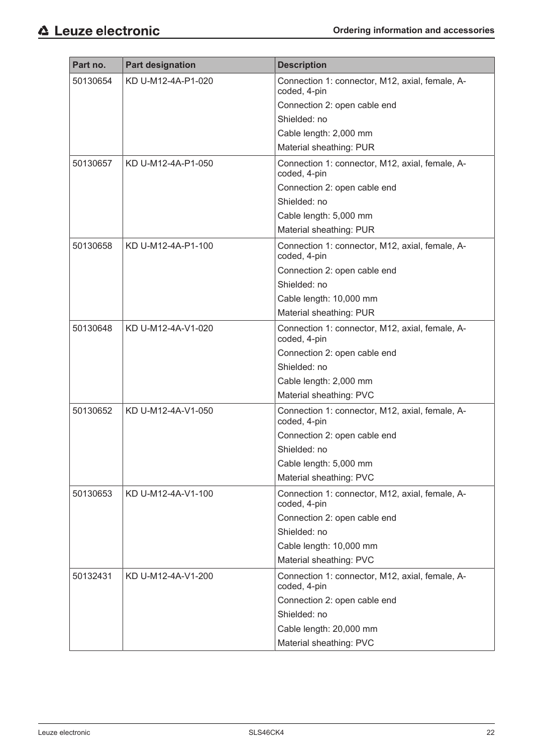| Part no. | Part designation | Description |
| --- | --- | --- |
| 50130654 | KD U-M12-4A-P1-020 | Connection 1: connector, M12, axial, female, A-coded, 4-pin |
| | | Connection 2: open cable end |
| | | Shielded: no |
| | | Cable length: 2,000 mm |
| | | Material sheathing: PUR |
| 50130657 | KD U-M12-4A-P1-050 | Connection 1: connector, M12, axial, female, A-coded, 4-pin |
| | | Connection 2: open cable end |
| | | Shielded: no |
| | | Cable length: 5,000 mm |
| | | Material sheathing: PUR |
| 50130658 | KD U-M12-4A-P1-100 | Connection 1: connector, M12, axial, female, A-coded, 4-pin |
| | | Connection 2: open cable end |
| | | Shielded: no |
| | | Cable length: 10,000 mm |
| | | Material sheathing: PUR |
| 50130648 | KD U-M12-4A-V1-020 | Connection 1: connector, M12, axial, female, A-coded, 4-pin |
| | | Connection 2: open cable end |
| | | Shielded: no |
| | | Cable length: 2,000 mm |
| | | Material sheathing: PVC |
| 50130652 | KD U-M12-4A-V1-050 | Connection 1: connector, M12, axial, female, A-coded, 4-pin |
| | | Connection 2: open cable end |
| | | Shielded: no |
| | | Cable length: 5,000 mm |
| | | Material sheathing: PVC |
| 50130653 | KD U-M12-4A-V1-100 | Connection 1: connector, M12, axial, female, A-coded, 4-pin |
| | | Connection 2: open cable end |
| | | Shielded: no |
| | | Cable length: 10,000 mm |
| | | Material sheathing: PVC |
| 50132431 | KD U-M12-4A-V1-200 | Connection 1: connector, M12, axial, female, A-coded, 4-pin |
| | | Connection 2: open cable end |
| | | Shielded: no |
| | | Cable length: 20,000 mm |
| | | Material sheathing: PVC |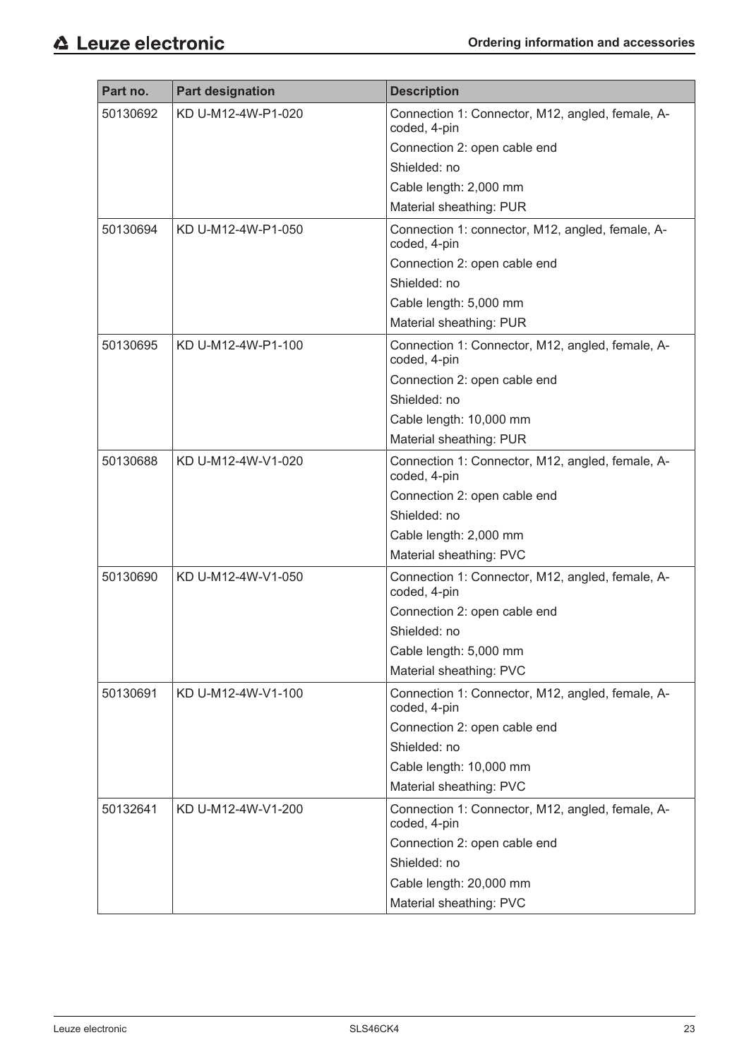| Part no. | Part designation | Description |
| --- | --- | --- |
| 50130692 | KD U-M12-4W-P1-020 | Connection 1: Connector, M12, angled, female, A-coded, 4-pin |
| | | Connection 2: open cable end |
| | | Shielded: no |
| | | Cable length: 2,000 mm |
| | | Material sheathing: PUR |
| 50130694 | KD U-M12-4W-P1-050 | Connection 1: connector, M12, angled, female, A-coded, 4-pin |
| | | Connection 2: open cable end |
| | | Shielded: no |
| | | Cable length: 5,000 mm |
| | | Material sheathing: PUR |
| 50130695 | KD U-M12-4W-P1-100 | Connection 1: Connector, M12, angled, female, A-coded, 4-pin |
| | | Connection 2: open cable end |
| | | Shielded: no |
| | | Cable length: 10,000 mm |
| | | Material sheathing: PUR |
| 50130688 | KD U-M12-4W-V1-020 | Connection 1: Connector, M12, angled, female, A-coded, 4-pin |
| | | Connection 2: open cable end |
| | | Shielded: no |
| | | Cable length: 2,000 mm |
| | | Material sheathing: PVC |
| 50130690 | KD U-M12-4W-V1-050 | Connection 1: Connector, M12, angled, female, A-coded, 4-pin |
| | | Connection 2: open cable end |
| | | Shielded: no |
| | | Cable length: 5,000 mm |
| | | Material sheathing: PVC |
| 50130691 | KD U-M12-4W-V1-100 | Connection 1: Connector, M12, angled, female, A-coded, 4-pin |
| | | Connection 2: open cable end |
| | | Shielded: no |
| | | Cable length: 10,000 mm |
| | | Material sheathing: PVC |
| 50132641 | KD U-M12-4W-V1-200 | Connection 1: Connector, M12, angled, female, A-coded, 4-pin |
| | | Connection 2: open cable end |
| | | Shielded: no |
| | | Cable length: 20,000 mm |
| | | Material sheathing: PVC |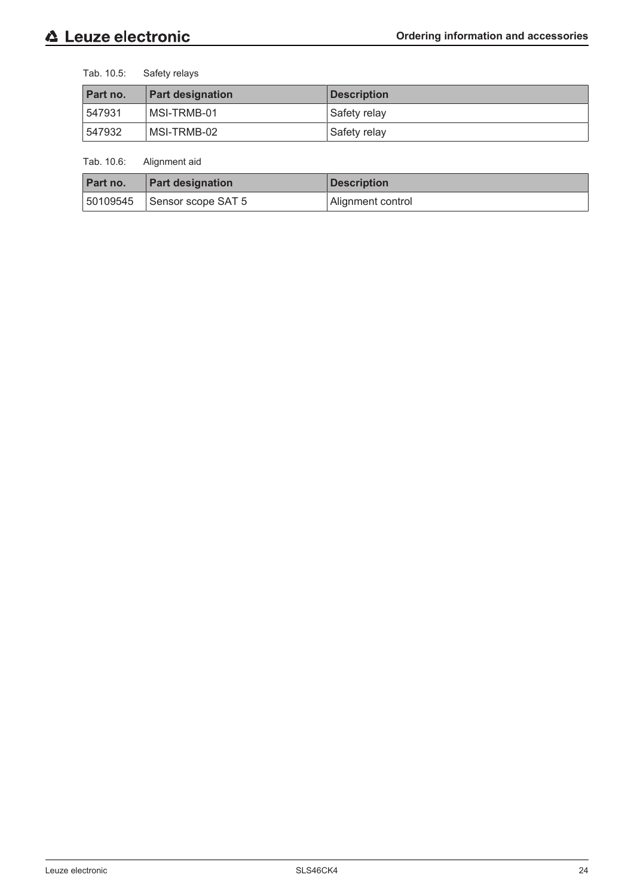Tab. 10.5: Safety relays

| Part no. | Part designation | Description |
|---|---|---|
| 547931 | MSI-TRMB-01 | Safety relay |
| 547932 | MSI-TRMB-02 | Safety relay |

Tab. 10.6: Alignment aid

| Part no. | Part designation | Description |
|---|---|---|
| 50109545 | Sensor scope SAT 5 | Alignment control |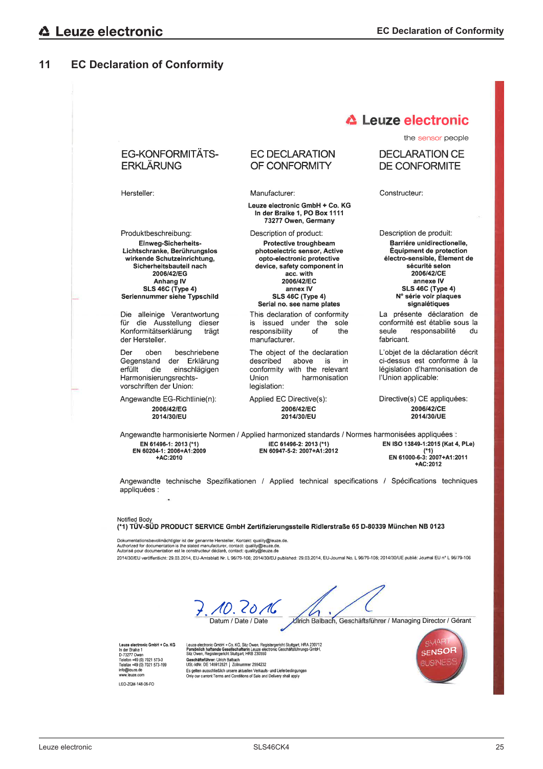## 11 EC Declaration of Conformity

Leuze electronic

the sensor people

| EG-KONFORMITÄTS-ERKLÄRUNG | EC DECLARATION OF CONFORMITY | DECLARATION CE DE CONFORMITE |
|---|---|---|
| Hersteller: | Manufacturer: **Leuze electronic GmbH + Co. KG In der Braike 1, PO Box 1111 73277 Owen, Germany** | Constructeur: |
| Produktbeschreibung: **Einweg-Sicherheits-Lichtschranke, Berührungslos wirkende Schutzeinrichtung, Sicherheitsbauteil nach 2006/42/EG Anhang IV SLS 46C (Type 4) Seriennummer siehe Typschild** | Description of product: **Protective troughbeam photoelectric sensor, Active opto-electronic protective device, safety component in acc. with 2006/42/EC annex IV SLS 46C (Type 4) Serial no. see name plates** | Description de produit: **Barriére unidirectionelle, Èquipment de protection électro-sensible, Èlement de sécurité selon 2006/42/CE annexe IV SLS 46C (Type 4) N° série voir plaques signalétiques** |
| Die alleinige Verantwortung für die Ausstellung dieser Konformitätserklärung trägt der Hersteller. | This declaration of conformity is issued under the sole responsibility of the manufacturer. | La présente déclaration de conformité est établie sous la seule responsabilité du fabricant. |
| Der oben beschriebene Gegenstand der Erklärung erfüllt die einschlägigen Harmonisierungsrechts-vorschriften der Union: | The object of the declaration described above is in conformity with the relevant Union harmonisation legislation: | L'objet de la déclaration décrit ci-dessus est conforme à la législation d'harmonisation de l'Union applicable: |
| Angewandte EG-Richtlinie(n): **2006/42/EG 2014/30/EU** | Applied EC Directive(s): **2006/42/EC 2014/30/EU** | Directive(s) CE appliquées: **2006/42/CE 2014/30/UE** |

Angewandte harmonisierte Normen / Applied harmonized standards / Normes harmonisées appliquées :

**EN 61496-1: 2013 (\*1)**
**EN 60204-1: 2006+A1:2009 +AC:2010**
**IEC 61496-2: 2013 (\*1)**
**EN 60947-5-2: 2007+A1:2012**
**EN ISO 13849-1:2015 (Kat 4, PLe) (\*1)**
**EN 61000-6-3: 2007+A1:2011 +AC:2012**

Angewandte technische Spezifikationen / Applied technical specifications / Spécifications techniques appliquées :

-

Notified Body
**(\*1) TÜV-SÜD PRODUCT SERVICE GmbH Zertifizierungsstelle Ridlerstraße 65 D-80339 München NB 0123**

Dokumentationsbevollmächtigter ist der genannte Hersteller, Kontakt: quality@leuze.de.
Authorized for documentation is the stated manufacturer, contact: quality@leuze.de.
Autorisé pour documentation est le constructeur déclaré, contact: quality@leuze.de
2014/30/EU veröffentlicht: 29.03.2014, EU-Amtsblatt Nr. L 96/79-106; 2014/30/EU published: 29.03.2014, EU-Journal No. L 96/79-106; 2014/30/UE publié: Journal EU n° L 96/79-106

7.10.2016
Datum / Date / Date

Ulrich Balbach, Geschäftsführer / Managing Director / Gérant

**Leuze electronic GmbH + Co. KG**
In der Braike 1
D-73277 Owen
Telefon +49 (0) 7021 573-0
Telefax +49 (0) 7021 573-199
info@leuze.de
www.leuze.com

Leuze electronic GmbH + Co. KG, Sitz Owen, Registergericht Stuttgart, HRA 230712
**Persönlich haftende Gesellschafterin** Leuze electronic Geschäftsführungs-GmbH, Sitz Owen, Registergericht Stuttgart, HRB 230550
**Geschäftsführer:** Ulrich Balbach
USt.-IdNr. DE 145912521 | Zollnummer 2554232
Es gelten ausschließlich unsere aktuellen Verkaufs- und Lieferbedingungen
Only our current Terms and Conditions of Sale and Delivery shall apply

SMART SENSOR BUSINESS

LEO-ZQM-148-06-FO